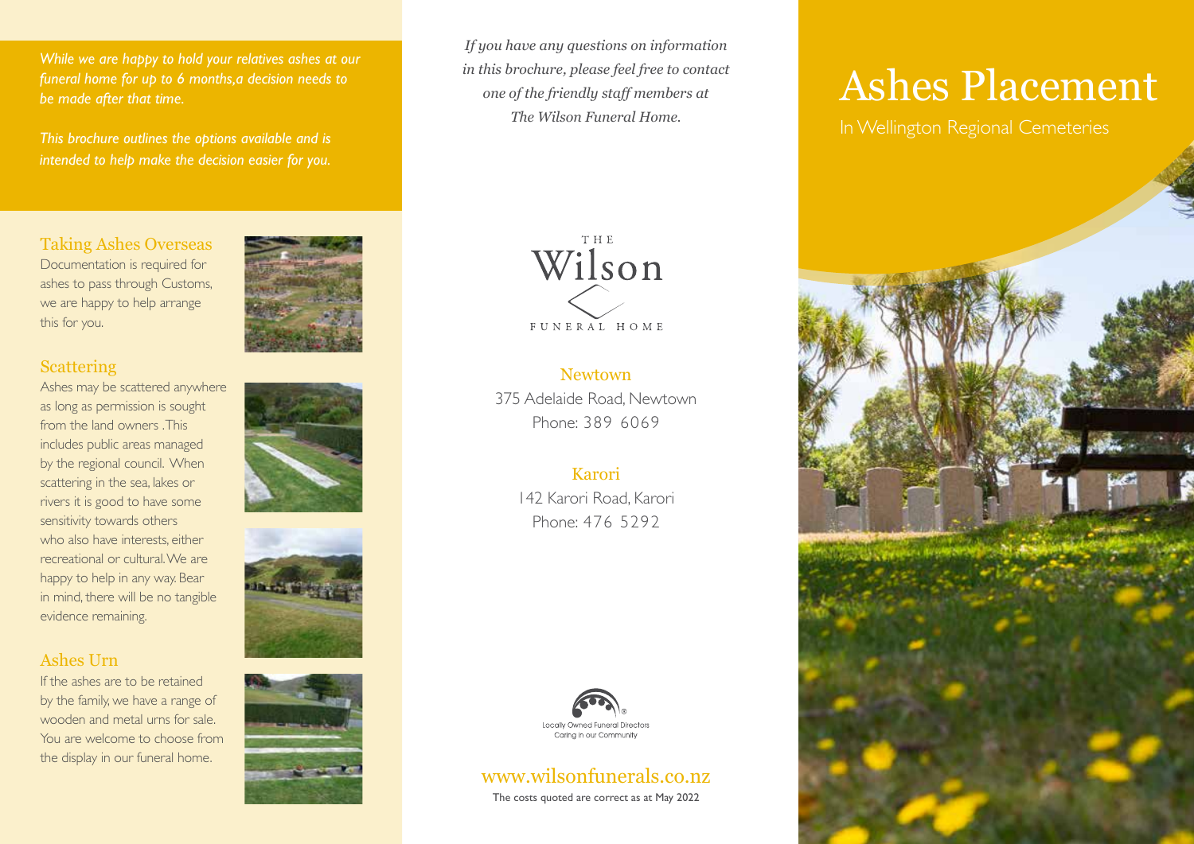*While we are happy to hold your relatives ashes at our funeral home for up to 6 months,a decision needs to be made after that time.*

*This brochure outlines the options available and is intended to help make the decision easier for you.*

## Taking Ashes Overseas

Documentation is required for ashes to pass through Customs, we are happy to help arrange this for you.

## Scattering

Ashes may be scattered anywhere as long as permission is sought from the land owners .This includes public areas managed by the regional council. When scattering in the sea, lakes or rivers it is good to have some sensitivity towards others who also have interests, either recreational or cultural. We are happy to help in any way. Bear in mind, there will be no tangible evidence remaining.

## Ashes Urn

If the ashes are to be retained by the family, we have a range of wooden and metal urns for sale. You are welcome to choose from the display in our funeral home.

*If you have any questions on information in this brochure, please feel free to contact one of the friendly staff members at The Wilson Funeral Home.*

THE Wilson FUNERAL HOME

**Newtown**
375 Adelaide Road, Newtown
Phone: 389 6069

**Karori**
142 Karori Road, Karori
Phone: 476 5292

Locally Owned Funeral Directors
Caring in our Community

www.wilsonfunerals.co.nz

The costs quoted are correct as at May 2022

# Ashes Placement

In Wellington Regional Cemeteries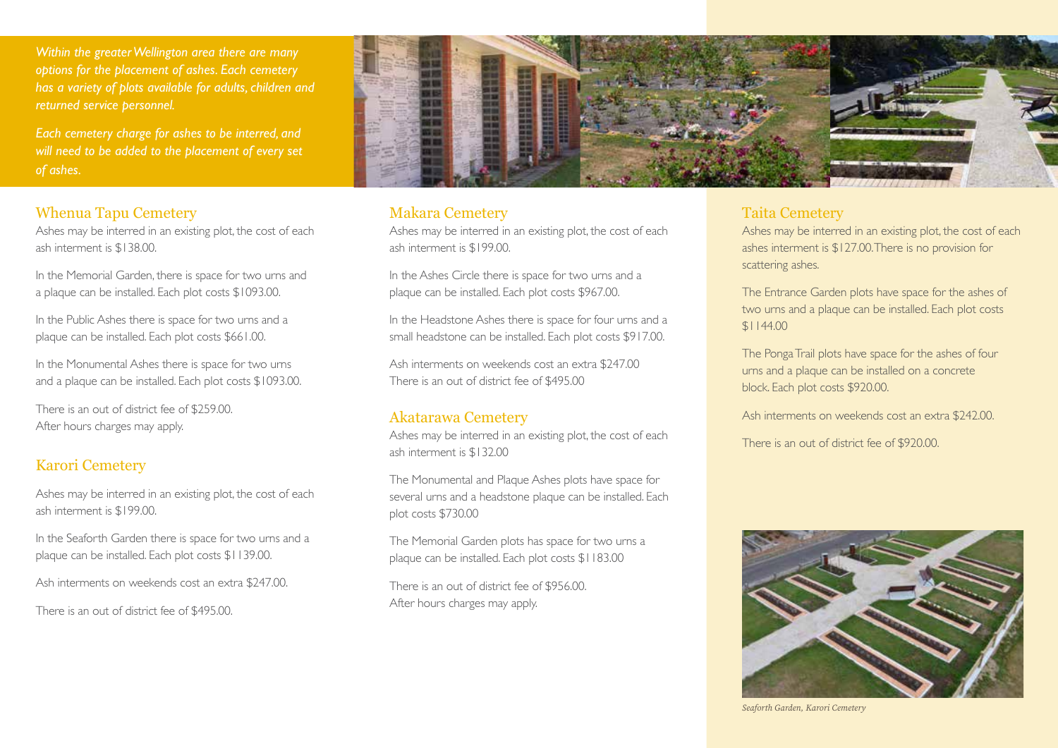*Within the greater Wellington area there are many options for the placement of ashes. Each cemetery has a variety of plots available for adults, children and returned service personnel.*

*Each cemetery charge for ashes to be interred, and will need to be added to the placement of every set of ashes.*

## Whenua Tapu Cemetery

Ashes may be interred in an existing plot, the cost of each ash interment is $138.00.

In the Memorial Garden, there is space for two urns and a plaque can be installed. Each plot costs $1093.00.

In the Public Ashes there is space for two urns and a plaque can be installed. Each plot costs $661.00.

In the Monumental Ashes there is space for two urns and a plaque can be installed. Each plot costs $1093.00.

There is an out of district fee of $259.00.
After hours charges may apply.

## Karori Cemetery

Ashes may be interred in an existing plot, the cost of each ash interment is $199.00.

In the Seaforth Garden there is space for two urns and a plaque can be installed. Each plot costs $1139.00.

Ash interments on weekends cost an extra $247.00.

There is an out of district fee of $495.00.

## Makara Cemetery

Ashes may be interred in an existing plot, the cost of each ash interment is $199.00.

In the Ashes Circle there is space for two urns and a plaque can be installed. Each plot costs $967.00.

In the Headstone Ashes there is space for four urns and a small headstone can be installed. Each plot costs $917.00.

Ash interments on weekends cost an extra $247.00
There is an out of district fee of $495.00

## Akatarawa Cemetery

Ashes may be interred in an existing plot, the cost of each ash interment is $132.00

The Monumental and Plaque Ashes plots have space for several urns and a headstone plaque can be installed. Each plot costs $730.00

The Memorial Garden plots has space for two urns a plaque can be installed. Each plot costs $1183.00

There is an out of district fee of $956.00.
After hours charges may apply.

## Taita Cemetery

Ashes may be interred in an existing plot, the cost of each ashes interment is $127.00. There is no provision for scattering ashes.

The Entrance Garden plots have space for the ashes of two urns and a plaque can be installed. Each plot costs $1144.00

The Ponga Trail plots have space for the ashes of four urns and a plaque can be installed on a concrete block. Each plot costs $920.00.

Ash interments on weekends cost an extra $242.00.

There is an out of district fee of $920.00.

*Seaforth Garden, Karori Cemetery*